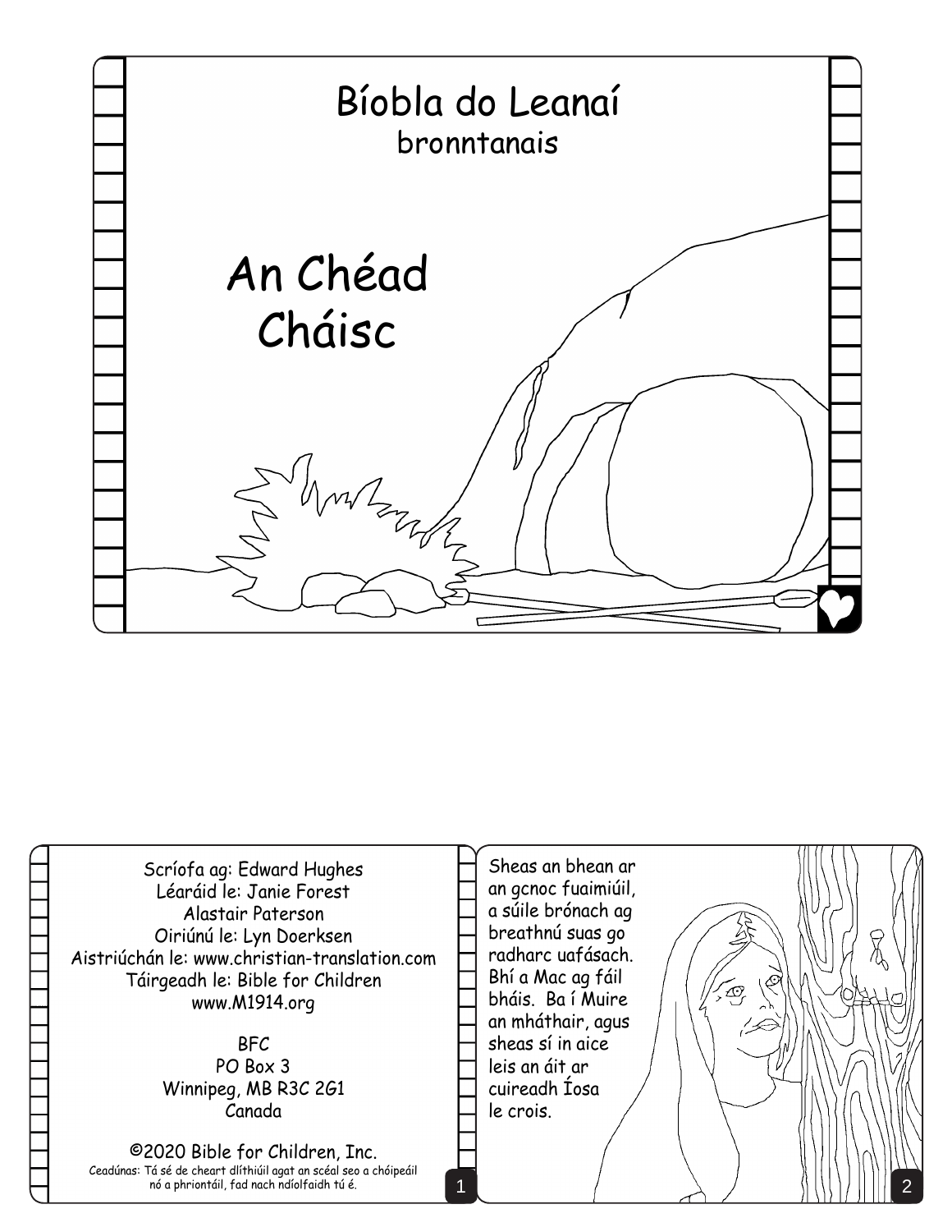# Bíobla do Leanaí

bronntanais

# An Chéad Cháisc

Scríofa ag: Edward Hughes
Léaráid le: Janie Forest
Alastair Paterson
Oiriúnú le: Lyn Doerksen
Aistriúchán le: www.christian-translation.com
Táirgeadh le: Bible for Children
www.M1914.org

BFC
PO Box 3
Winnipeg, MB R3C 2G1
Canada

©2020 Bible for Children, Inc.
Ceadúnas: Tá sé de cheart dlíthiúil agat an scéal seo a chóipeáil nó a phriontáil, fad nach ndíolfaidh tú é.

Sheas an bhean ar an gcnoc fuaimiúil, a súile brónach ag breathnú suas go radharc uafásach. Bhí a Mac ag fáil bháis. Ba í Muire an mháthair, agus sheas sí in aice leis an áit ar cuireadh Íosa le crois.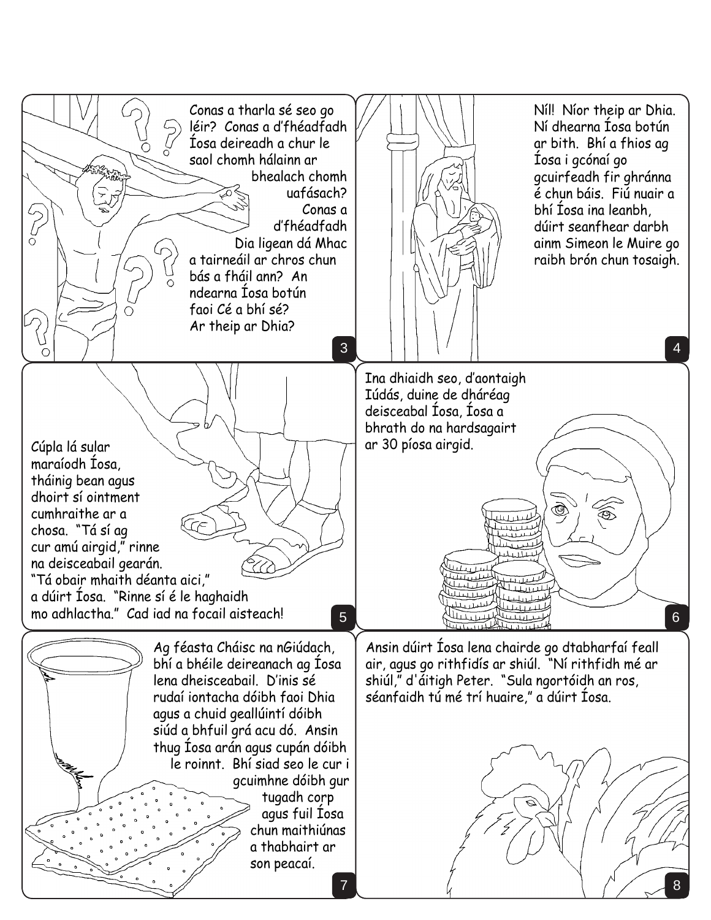Conas a tharla sé seo go léir? Conas a d'fhéadfadh Íosa deireadh a chur le saol chomh hálainn ar bhealach chomh uafásach? Conas a d'fhéadfadh Dia ligean dá Mhac a tairneáil ar chros chun bás a fháil ann? An ndearna Íosa botún faoi Cé a bhí sé? Ar theip ar Dhia?

Níl! Níor theip ar Dhia. Ní dhearna Íosa botún ar bith. Bhí a fhios ag Íosa i gcónaí go gcuirfeadh fir ghránna é chun báis. Fiú nuair a bhí Íosa ina leanbh, dúirt seanfhear darbh ainm Simeon le Muire go raibh brón chun tosaigh.

Cúpla lá sular maraíodh Íosa, tháinig bean agus dhoirt sí ointment cumhraithe ar a chosa. "Tá sí ag cur amú airgid," rinne na deisceabail gearán. "Tá obair mhaith déanta aici," a dúirt Íosa. "Rinne sí é le haghaidh mo adhlactha." Cad iad na focail aisteach!

Ina dhiaidh seo, d'aontaigh Iúdás, duine de dháréag deisceabal Íosa, Íosa a bhrath do na hardsagairt ar 30 píosa airgid.

Ag féasta Cháisc na nGiúdach, bhí a bhéile deireanach ag Íosa lena dheisceabail. D'inis sé rudaí iontacha dóibh faoi Dhia agus a chuid geallúintí dóibh siúd a bhfuil grá acu dó. Ansin thug Íosa arán agus cupán dóibh le roinnt. Bhí siad seo le cur i gcuimhne dóibh gur tugadh corp agus fuil Íosa chun maithiúnas a thabhairt ar son peacaí.

Ansin dúirt Íosa lena chairde go dtabharfaí feall air, agus go rithfidís ar shiúl. "Ní rithfidh mé ar shiúl," d'áitigh Peter. "Sula ngortóidh an ros, séanfaidh tú mé trí huaire," a dúirt Íosa.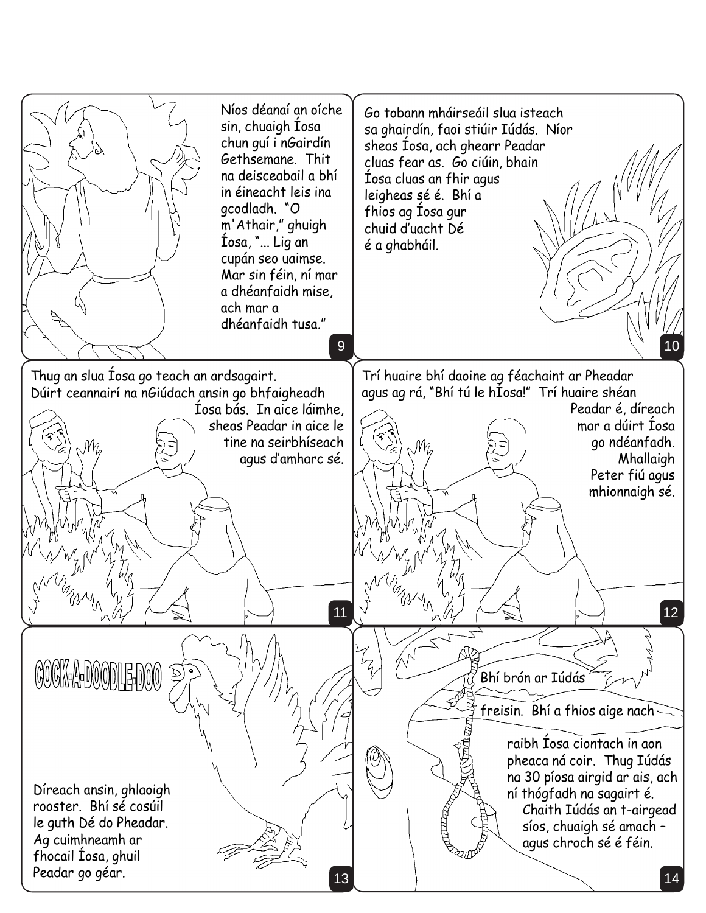Níos déanaí an oíche sin, chuaigh Íosa chun guí i nGairdín Gethsemane. Thit na deisceabail a bhí in éineacht leis ina gcodladh. "O m'Athair," ghuigh Íosa, "... Lig an cupán seo uaimse. Mar sin féin, ní mar a dhéanfaidh mise, ach mar a dhéanfaidh tusa."

9

Go tobann mháirseáil slua isteach sa ghairdín, faoi stiúir Iúdás. Níor sheas Íosa, ach ghearr Peadar cluas fear as. Go ciúin, bhain Íosa cluas an fhir agus leigheas sé é. Bhí a fhios ag Íosa gur chuid d'uacht Dé é a ghabháil.

10

Thug an slua Íosa go teach an ardsagairt. Dúirt ceannairí na nGiúdach ansin go bhfaigheadh Íosa bás. In aice láimhe, sheas Peadar in aice le tine na seirbhíseach agus d'amharc sé.

11

Trí huaire bhí daoine ag féachaint ar Pheadar agus ag rá, "Bhí tú le hÍosa!" Trí huaire shéan Peadar é, díreach mar a dúirt Íosa go ndéanfadh. Mhallaigh Peter fiú agus mhionnaigh sé.

12

COCK-A-DOODLE-DOO

Díreach ansin, ghlaoigh rooster. Bhí sé cosúil le guth Dé do Pheadar. Ag cuimhneamh ar fhocail Íosa, ghuil Peadar go géar.

13

Bhí brón ar Iúdás freisin. Bhí a fhios aige nach raibh Íosa ciontach in aon pheaca ná coir. Thug Iúdás na 30 píosa airgid ar ais, ach ní thógfadh na sagairt é. Chaith Iúdás an t-airgead síos, chuaigh sé amach – agus chroch sé é féin.

14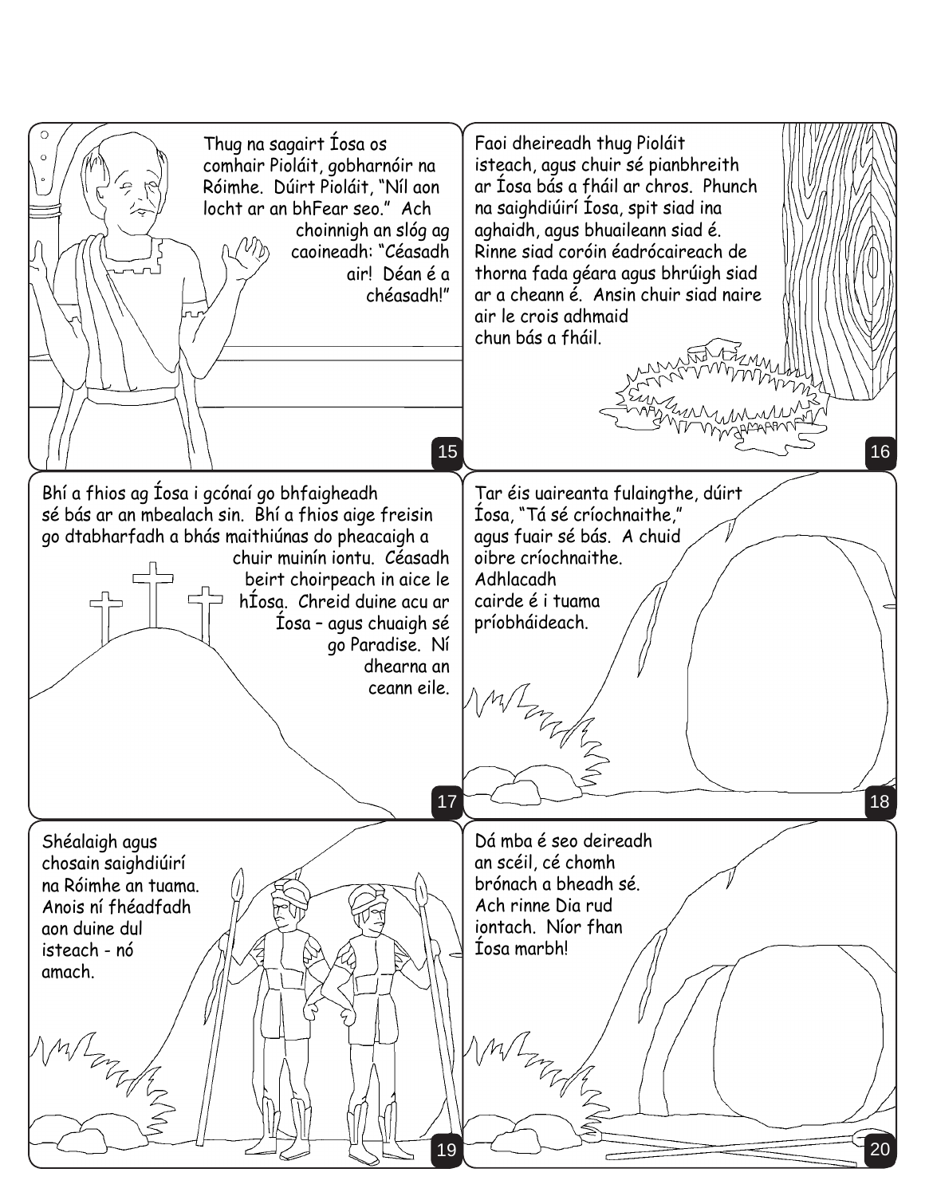Thug na sagairt Íosa os comhair Pioláit, gobharnóir na Róimhe. Dúirt Pioláit, "Níl aon locht ar an bhFear seo." Ach choinnigh an slóg ag caoineadh: "Céasadh air! Déan é a chéasadh!"

Faoi dheireadh thug Pioláit isteach, agus chuir sé pianbhreith ar Íosa bás a fháil ar chros. Phunch na saighdiúirí Íosa, spit siad ina aghaidh, agus bhuaileann siad é. Rinne siad coróin éadrócaireach de thorna fada géara agus bhrúigh siad ar a cheann é. Ansin chuir siad naire air le crois adhmaid chun bás a fháil.

Bhí a fhios ag Íosa i gcónaí go bhfaigheadh sé bás ar an mbealach sin. Bhí a fhios aige freisin go dtabharfadh a bhás maithiúnas do pheacaigh a chuir muinín iontu. Céasadh beirt choirpeach in aice le hÍosa. Chreid duine acu ar Íosa – agus chuaigh sé go Paradise. Ní dhearna an ceann eile.

Tar éis uaireanta fulaingthe, dúirt Íosa, "Tá sé críochnaithe," agus fuair sé bás. A chuid oibre críochnaithe. Adhlacadh cairde é i tuama príobháideach.

Shéalaigh agus chosain saighdiúirí na Róimhe an tuama. Anois ní fhéadfadh aon duine dul isteach - nó amach.

Dá mba é seo deireadh an scéil, cé chomh brónach a bheadh sé. Ach rinne Dia rud iontach. Níor fhan Íosa marbh!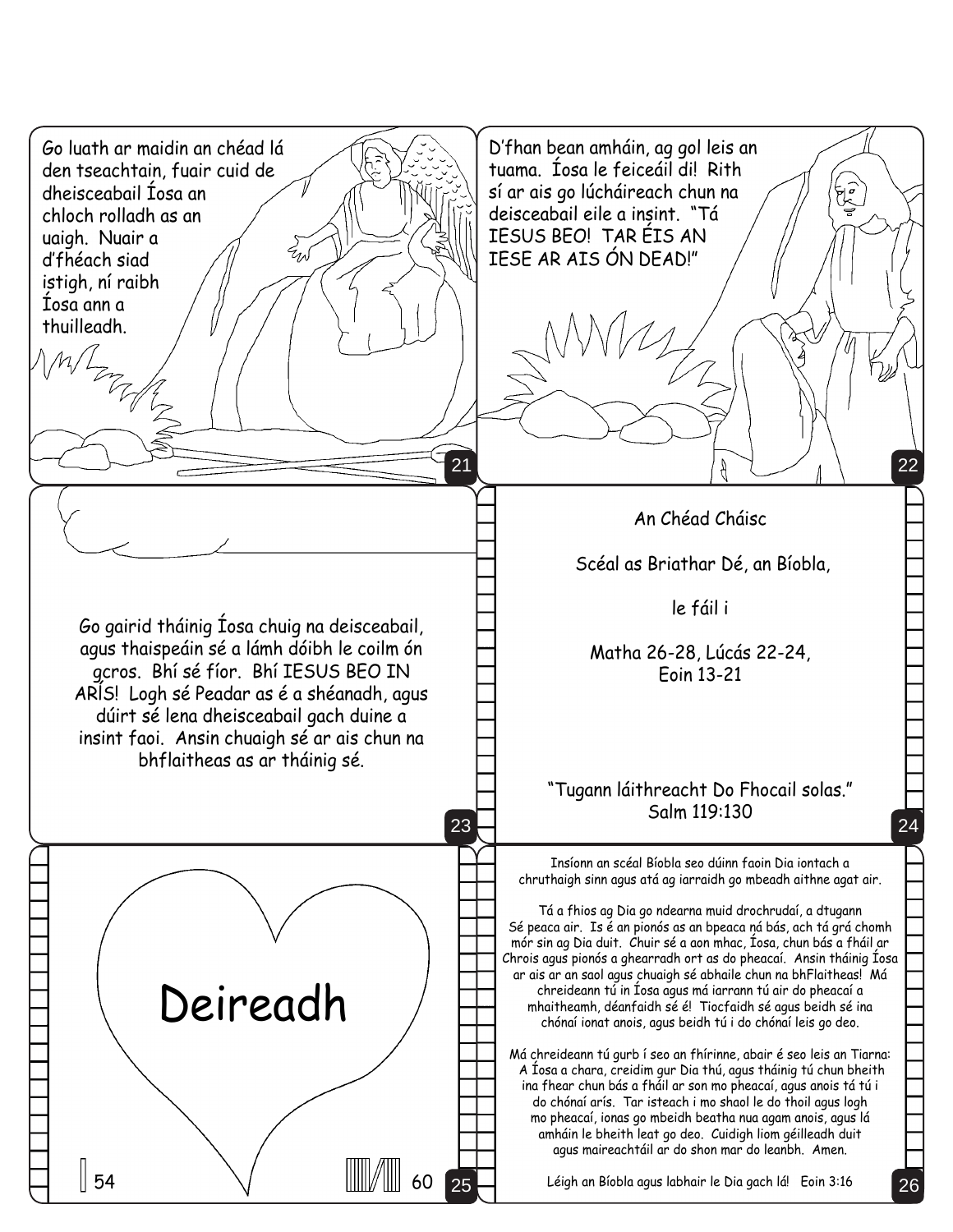Go luath ar maidin an chéad lá den tseachtain, fuair cuid de dheisceabail Íosa an chloch rolladh as an uaigh. Nuair a d'fhéach siad istigh, ní raibh Íosa ann a thuilleadh.

D'fhan bean amháin, ag gol leis an tuama. Íosa le feiceáil di! Rith sí ar ais go lúcháireach chun na deisceabail eile a insint. "Tá IESUS BEO! TAR ÉIS AN IESE AR AIS ÓN DEAD!"

Go gairid tháinig Íosa chuig na deisceabail, agus thaispeáin sé a lámh dóibh le coilm ón gcros. Bhí sé fíor. Bhí IESUS BEO IN ARÍS! Logh sé Peadar as é a shéanadh, agus dúirt sé lena dheisceabail gach duine a insint faoi. Ansin chuaigh sé ar ais chun na bhflaitheas as ar tháinig sé.

An Chéad Cháisc

Scéal as Briathar Dé, an Bíobla,

le fáil i

Matha 26-28, Lúcás 22-24,
Eoin 13-21

"Tugann láithreacht Do Fhocail solas."
Salm 119:130

Deireadh

54 60

Insíonn an scéal Bíobla seo dúinn faoin Dia iontach a chruthaigh sinn agus atá ag iarraidh go mbeadh aithne agat air.

Tá a fhios ag Dia go ndearna muid drochrudaí, a dtugann Sé peaca air. Is é an pionós as an bpeaca ná bás, ach tá grá chomh mór sin ag Dia duit. Chuir sé a aon mhac, Íosa, chun bás a fháil ar Chrois agus pionós a ghearradh ort as do pheacaí. Ansin tháinig Íosa ar ais ar an saol agus chuaigh sé abhaile chun na bhFlaitheas! Má chreideann tú in Íosa agus má iarrann tú air do pheacaí a mhaitheamh, déanfaidh sé é! Tiocfaidh sé agus beidh sé ina chónaí ionat anois, agus beidh tú i do chónaí leis go deo.

Má chreideann tú gurb í seo an fhírinne, abair é seo leis an Tiarna: A Íosa a chara, creidim gur Dia thú, agus tháinig tú chun bheith ina fhear chun bás a fháil ar son mo pheacaí, agus anois tá tú i do chónaí arís. Tar isteach i mo shaol le do thoil agus logh mo pheacaí, ionas go mbeidh beatha nua agam anois, agus lá amháin le bheith leat go deo. Cuidigh liom géilleadh duit agus maireachtáil ar do shon mar do leanbh. Amen.

Léigh an Bíobla agus labhair le Dia gach lá! Eoin 3:16